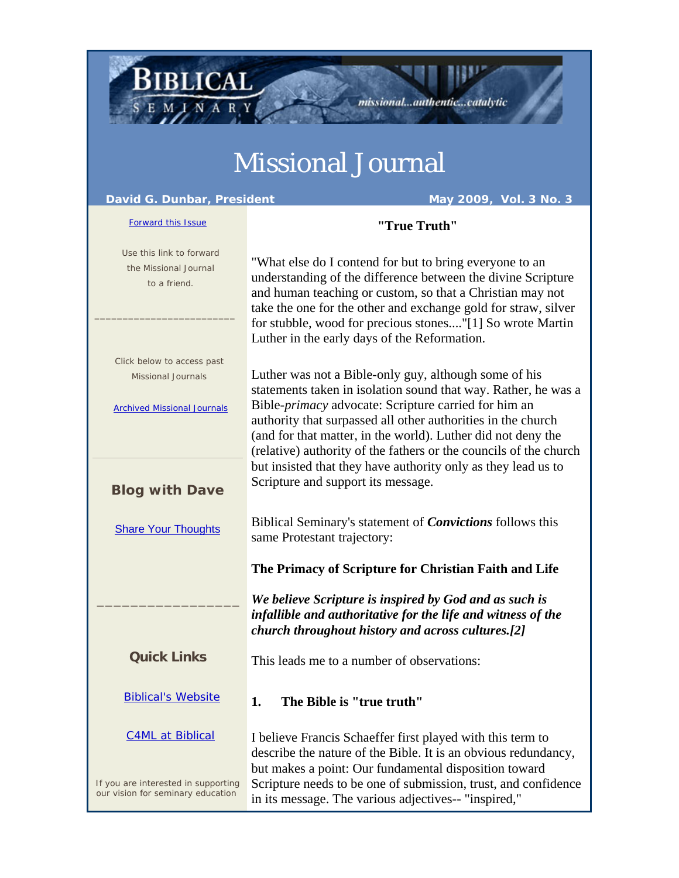# Missional Journal

**David G. Dunbar, President** **May 2009, Vol. 3 No. 3**

Forward this Issue

Use this link to forward the Missional Journal to a friend.

Click below to access past Missional Journals

Archived Missional Journals

**Blog with Dave**

Share Your Thoughts

**Quick Links**

Biblical's Website

C4ML at Biblical

If you are interested in supporting our vision for seminary education

## "True Truth"

"What else do I contend for but to bring everyone to an understanding of the difference between the divine Scripture and human teaching or custom, so that a Christian may not take the one for the other and exchange gold for straw, silver for stubble, wood for precious stones...."[1] So wrote Martin Luther in the early days of the Reformation.

Luther was not a Bible-only guy, although some of his statements taken in isolation sound that way. Rather, he was a Bible-*primacy* advocate: Scripture carried for him an authority that surpassed all other authorities in the church (and for that matter, in the world). Luther did not deny the (relative) authority of the fathers or the councils of the church but insisted that they have authority only as they lead us to Scripture and support its message.

Biblical Seminary's statement of ***Convictions*** follows this same Protestant trajectory:

**The Primacy of Scripture for Christian Faith and Life**

***We believe Scripture is inspired by God and as such is infallible and authoritative for the life and witness of the church throughout history and across cultures.[2]***

This leads me to a number of observations:

**1. The Bible is "true truth"**

I believe Francis Schaeffer first played with this term to describe the nature of the Bible. It is an obvious redundancy, but makes a point: Our fundamental disposition toward Scripture needs to be one of submission, trust, and confidence in its message. The various adjectives-- "inspired,"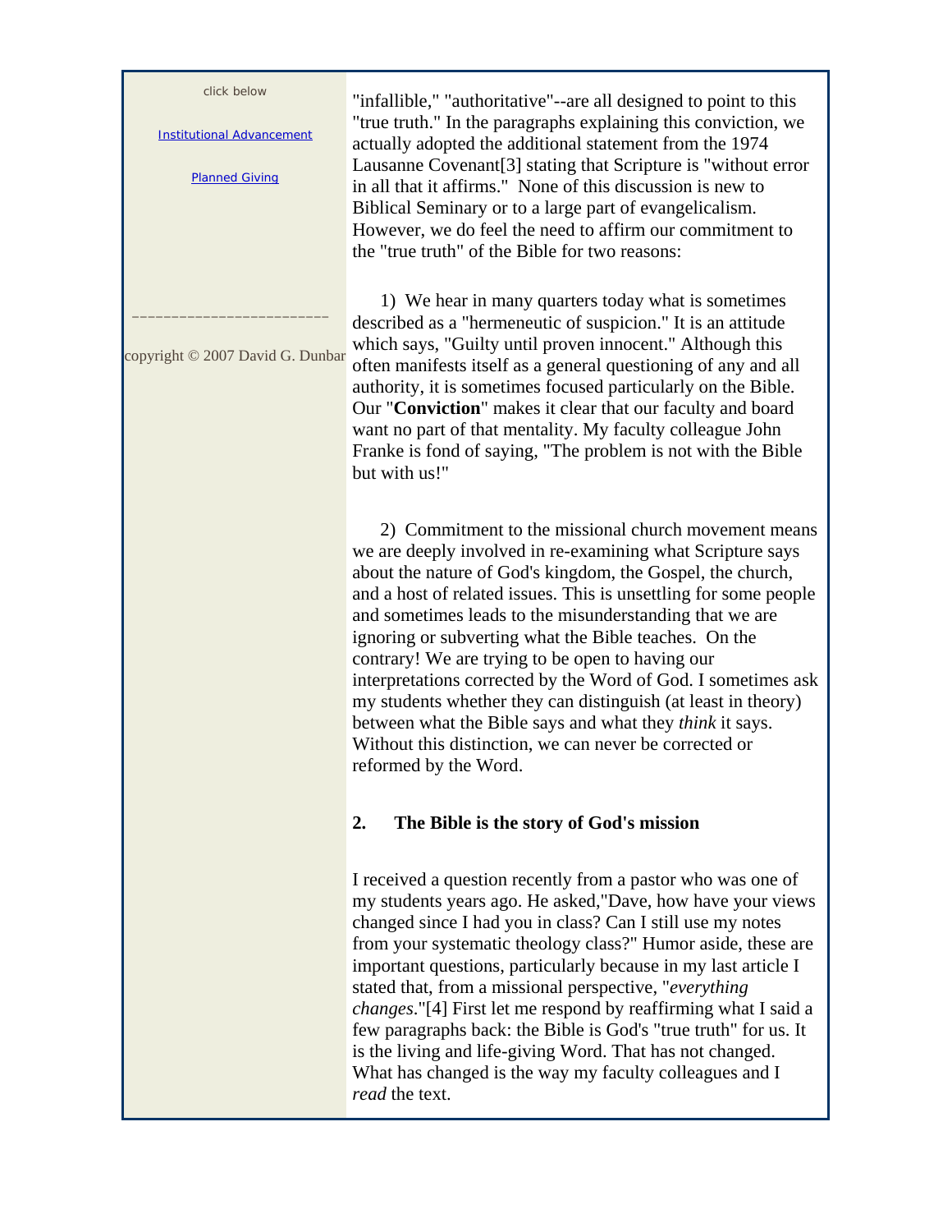"infallible," "authoritative"--are all designed to point to this "true truth." In the paragraphs explaining this conviction, we actually adopted the additional statement from the 1974 Lausanne Covenant[3] stating that Scripture is "without error in all that it affirms." None of this discussion is new to Biblical Seminary or to a large part of evangelicalism. However, we do feel the need to affirm our commitment to the "true truth" of the Bible for two reasons:

1) We hear in many quarters today what is sometimes described as a "hermeneutic of suspicion." It is an attitude which says, "Guilty until proven innocent." Although this often manifests itself as a general questioning of any and all authority, it is sometimes focused particularly on the Bible. Our "**Conviction**" makes it clear that our faculty and board want no part of that mentality. My faculty colleague John Franke is fond of saying, "The problem is not with the Bible but with us!"

2) Commitment to the missional church movement means we are deeply involved in re-examining what Scripture says about the nature of God's kingdom, the Gospel, the church, and a host of related issues. This is unsettling for some people and sometimes leads to the misunderstanding that we are ignoring or subverting what the Bible teaches. On the contrary! We are trying to be open to having our interpretations corrected by the Word of God. I sometimes ask my students whether they can distinguish (at least in theory) between what the Bible says and what they *think* it says. Without this distinction, we can never be corrected or reformed by the Word.

## 2. The Bible is the story of God's mission

I received a question recently from a pastor who was one of my students years ago. He asked,"Dave, how have your views changed since I had you in class? Can I still use my notes from your systematic theology class?" Humor aside, these are important questions, particularly because in my last article I stated that, from a missional perspective, "*everything changes*."[4] First let me respond by reaffirming what I said a few paragraphs back: the Bible is God's "true truth" for us. It is the living and life-giving Word. That has not changed. What has changed is the way my faculty colleagues and I *read* the text.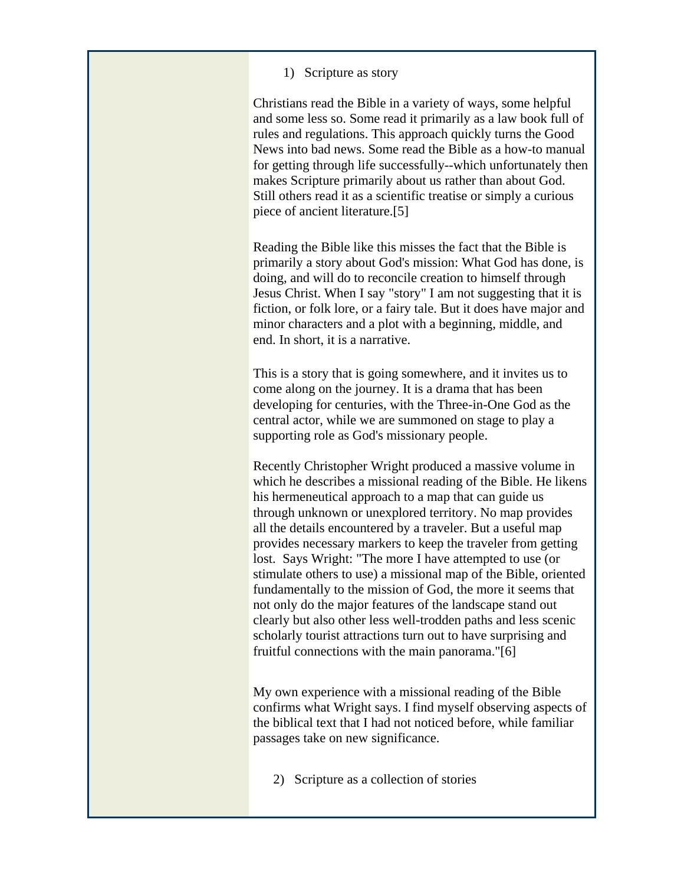1) Scripture as story

Christians read the Bible in a variety of ways, some helpful and some less so. Some read it primarily as a law book full of rules and regulations. This approach quickly turns the Good News into bad news. Some read the Bible as a how-to manual for getting through life successfully--which unfortunately then makes Scripture primarily about us rather than about God. Still others read it as a scientific treatise or simply a curious piece of ancient literature.[5]

Reading the Bible like this misses the fact that the Bible is primarily a story about God's mission: What God has done, is doing, and will do to reconcile creation to himself through Jesus Christ. When I say "story" I am not suggesting that it is fiction, or folk lore, or a fairy tale. But it does have major and minor characters and a plot with a beginning, middle, and end. In short, it is a narrative.

This is a story that is going somewhere, and it invites us to come along on the journey. It is a drama that has been developing for centuries, with the Three-in-One God as the central actor, while we are summoned on stage to play a supporting role as God's missionary people.

Recently Christopher Wright produced a massive volume in which he describes a missional reading of the Bible. He likens his hermeneutical approach to a map that can guide us through unknown or unexplored territory. No map provides all the details encountered by a traveler. But a useful map provides necessary markers to keep the traveler from getting lost. Says Wright: "The more I have attempted to use (or stimulate others to use) a missional map of the Bible, oriented fundamentally to the mission of God, the more it seems that not only do the major features of the landscape stand out clearly but also other less well-trodden paths and less scenic scholarly tourist attractions turn out to have surprising and fruitful connections with the main panorama."[6]

My own experience with a missional reading of the Bible confirms what Wright says. I find myself observing aspects of the biblical text that I had not noticed before, while familiar passages take on new significance.

2) Scripture as a collection of stories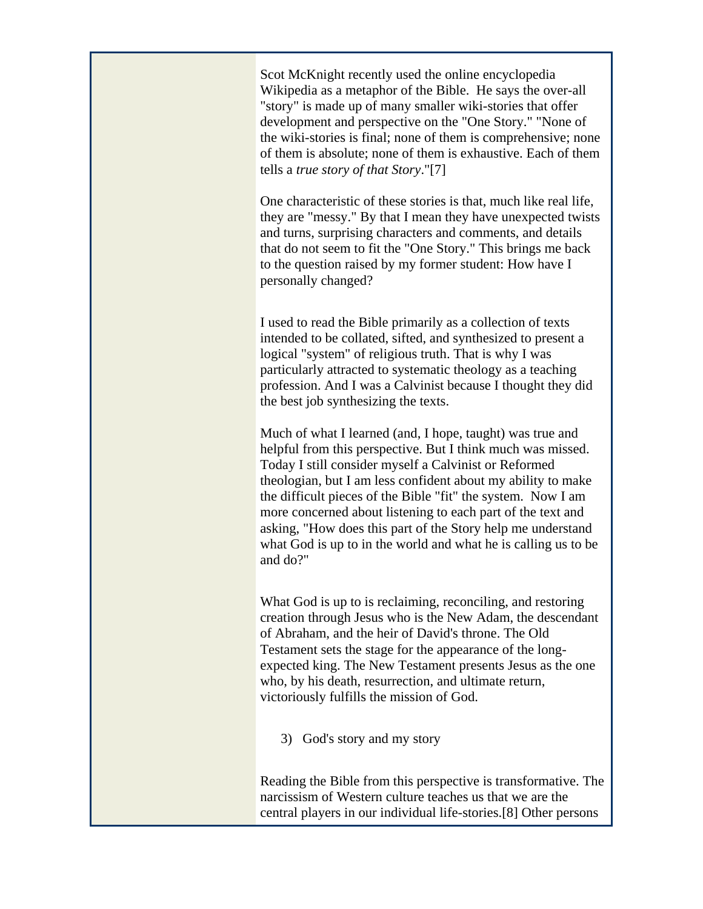Scot McKnight recently used the online encyclopedia Wikipedia as a metaphor of the Bible. He says the over-all "story" is made up of many smaller wiki-stories that offer development and perspective on the "One Story." "None of the wiki-stories is final; none of them is comprehensive; none of them is absolute; none of them is exhaustive. Each of them tells a *true story of that Story*."[7]

One characteristic of these stories is that, much like real life, they are "messy." By that I mean they have unexpected twists and turns, surprising characters and comments, and details that do not seem to fit the "One Story." This brings me back to the question raised by my former student: How have I personally changed?

I used to read the Bible primarily as a collection of texts intended to be collated, sifted, and synthesized to present a logical "system" of religious truth. That is why I was particularly attracted to systematic theology as a teaching profession. And I was a Calvinist because I thought they did the best job synthesizing the texts.

Much of what I learned (and, I hope, taught) was true and helpful from this perspective. But I think much was missed. Today I still consider myself a Calvinist or Reformed theologian, but I am less confident about my ability to make the difficult pieces of the Bible "fit" the system. Now I am more concerned about listening to each part of the text and asking, "How does this part of the Story help me understand what God is up to in the world and what he is calling us to be and do?"

What God is up to is reclaiming, reconciling, and restoring creation through Jesus who is the New Adam, the descendant of Abraham, and the heir of David's throne. The Old Testament sets the stage for the appearance of the long-expected king. The New Testament presents Jesus as the one who, by his death, resurrection, and ultimate return, victoriously fulfills the mission of God.

3) God's story and my story

Reading the Bible from this perspective is transformative. The narcissism of Western culture teaches us that we are the central players in our individual life-stories.[8] Other persons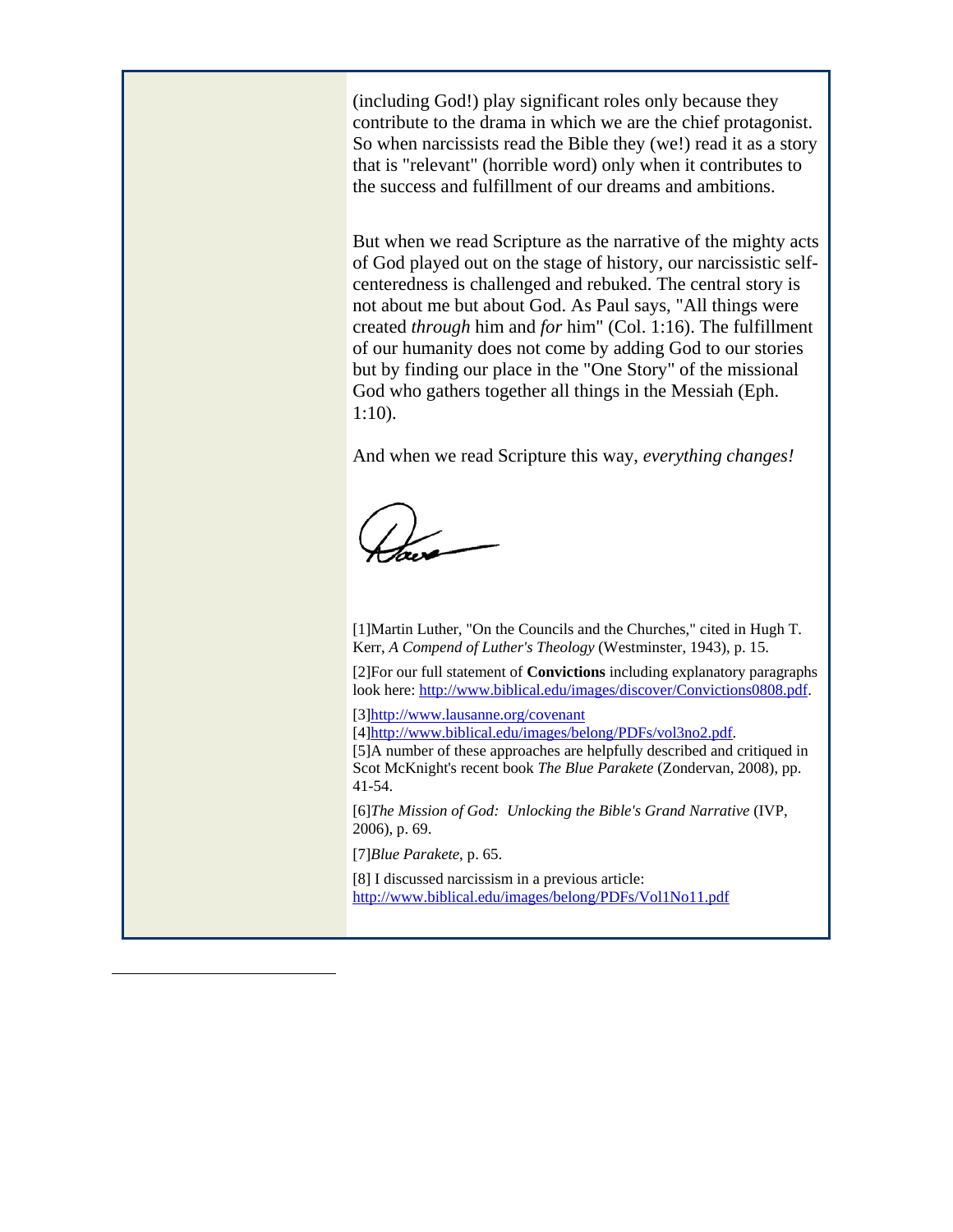(including God!) play significant roles only because they contribute to the drama in which we are the chief protagonist. So when narcissists read the Bible they (we!) read it as a story that is "relevant" (horrible word) only when it contributes to the success and fulfillment of our dreams and ambitions.

But when we read Scripture as the narrative of the mighty acts of God played out on the stage of history, our narcissistic self-centeredness is challenged and rebuked. The central story is not about me but about God. As Paul says, "All things were created *through* him and *for* him" (Col. 1:16). The fulfillment of our humanity does not come by adding God to our stories but by finding our place in the "One Story" of the missional God who gathers together all things in the Messiah (Eph. 1:10).

And when we read Scripture this way, *everything changes!*

[1]Martin Luther, "On the Councils and the Churches," cited in Hugh T. Kerr, *A Compend of Luther's Theology* (Westminster, 1943), p. 15.

[2]For our full statement of **Convictions** including explanatory paragraphs look here: http://www.biblical.edu/images/discover/Convictions0808.pdf.

[3]http://www.lausanne.org/covenant

[4]http://www.biblical.edu/images/belong/PDFs/vol3no2.pdf.

[5]A number of these approaches are helpfully described and critiqued in Scot McKnight's recent book *The Blue Parakete* (Zondervan, 2008), pp. 41-54.

[6]*The Mission of God: Unlocking the Bible's Grand Narrative* (IVP, 2006), p. 69.

[7]*Blue Parakete*, p. 65.

[8] I discussed narcissism in a previous article: http://www.biblical.edu/images/belong/PDFs/Vol1No11.pdf